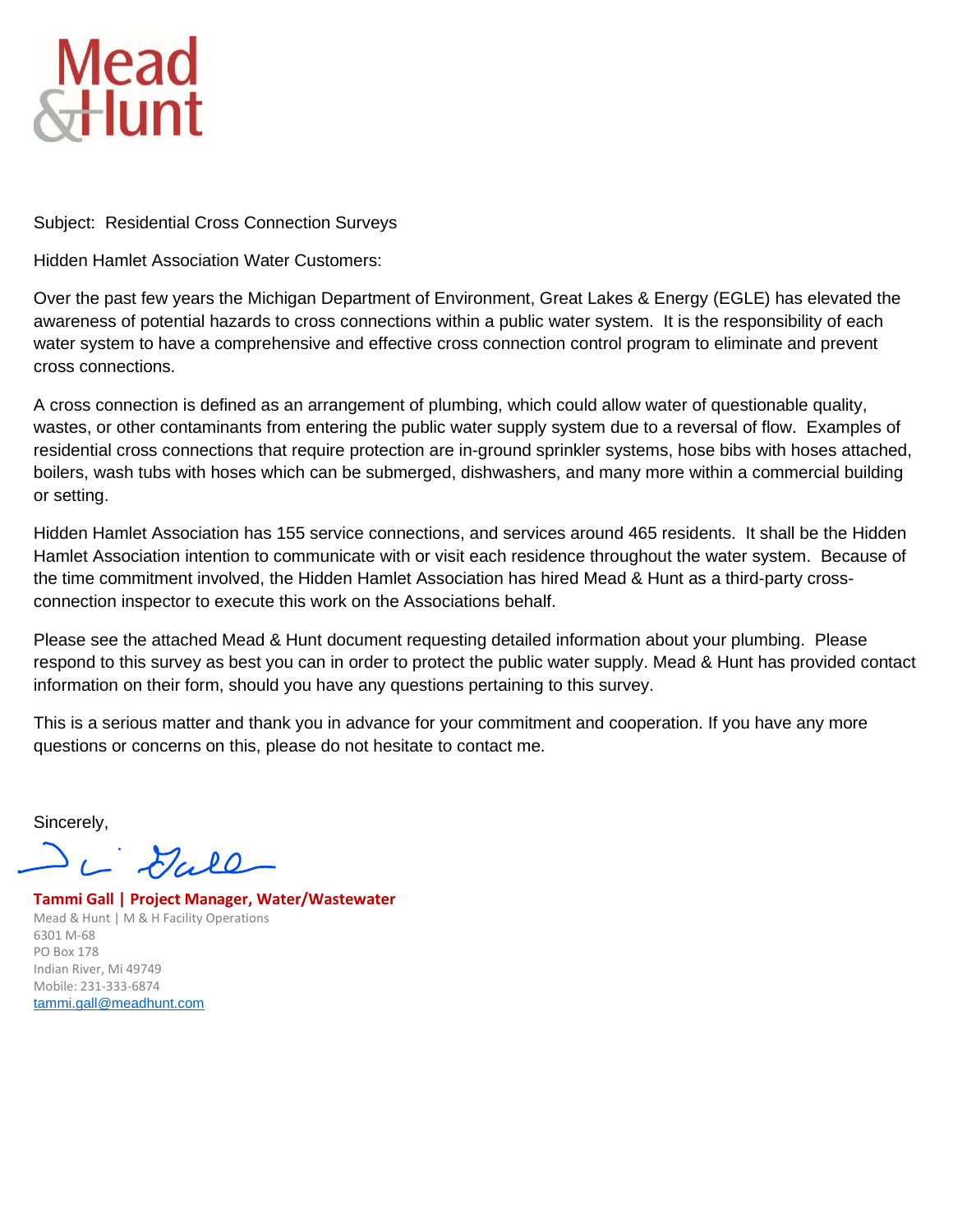Mead
&Hunt

Subject: Residential Cross Connection Surveys

Hidden Hamlet Association Water Customers:

Over the past few years the Michigan Department of Environment, Great Lakes & Energy (EGLE) has elevated the awareness of potential hazards to cross connections within a public water system. It is the responsibility of each water system to have a comprehensive and effective cross connection control program to eliminate and prevent cross connections.

A cross connection is defined as an arrangement of plumbing, which could allow water of questionable quality, wastes, or other contaminants from entering the public water supply system due to a reversal of flow. Examples of residential cross connections that require protection are in-ground sprinkler systems, hose bibs with hoses attached, boilers, wash tubs with hoses which can be submerged, dishwashers, and many more within a commercial building or setting.

Hidden Hamlet Association has 155 service connections, and services around 465 residents. It shall be the Hidden Hamlet Association intention to communicate with or visit each residence throughout the water system. Because of the time commitment involved, the Hidden Hamlet Association has hired Mead & Hunt as a third-party cross-connection inspector to execute this work on the Associations behalf.

Please see the attached Mead & Hunt document requesting detailed information about your plumbing. Please respond to this survey as best you can in order to protect the public water supply. Mead & Hunt has provided contact information on their form, should you have any questions pertaining to this survey.

This is a serious matter and thank you in advance for your commitment and cooperation. If you have any more questions or concerns on this, please do not hesitate to contact me.

Sincerely,

**Tammi Gall | Project Manager, Water/Wastewater**
Mead & Hunt | M & H Facility Operations
6301 M-68
PO Box 178
Indian River, Mi 49749
Mobile: 231-333-6874
tammi.gall@meadhunt.com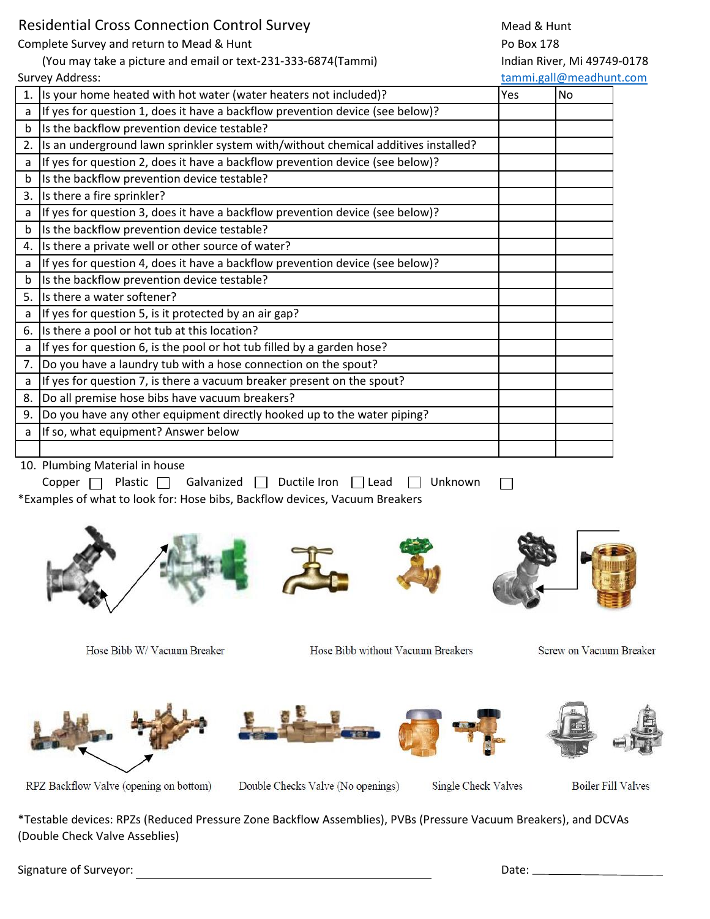# Residential Cross Connection Control Survey

Complete Survey and return to Mead & Hunt

(You may take a picture and email or text-231-333-6874(Tammi)

Survey Address:

Mead & Hunt
Po Box 178
Indian River, Mi 49749-0178
tammi.gall@meadhunt.com

| | | Yes | No |
|---|---|---|---|
| 1. | Is your home heated with hot water (water heaters not included)? | | |
| a | If yes for question 1, does it have a backflow prevention device (see below)? | | |
| b | Is the backflow prevention device testable? | | |
| 2. | Is an underground lawn sprinkler system with/without chemical additives installed? | | |
| a | If yes for question 2, does it have a backflow prevention device (see below)? | | |
| b | Is the backflow prevention device testable? | | |
| 3. | Is there a fire sprinkler? | | |
| a | If yes for question 3, does it have a backflow prevention device (see below)? | | |
| b | Is the backflow prevention device testable? | | |
| 4. | Is there a private well or other source of water? | | |
| a | If yes for question 4, does it have a backflow prevention device (see below)? | | |
| b | Is the backflow prevention device testable? | | |
| 5. | Is there a water softener? | | |
| a | If yes for question 5, is it protected by an air gap? | | |
| 6. | Is there a pool or hot tub at this location? | | |
| a | If yes for question 6, is the pool or hot tub filled by a garden hose? | | |
| 7. | Do you have a laundry tub with a hose connection on the spout? | | |
| a | If yes for question 7, is there a vacuum breaker present on the spout? | | |
| 8. | Do all premise hose bibs have vacuum breakers? | | |
| 9. | Do you have any other equipment directly hooked up to the water piping? | | |
| a | If so, what equipment? Answer below | | |
| | | | |

10. Plumbing Material in house

Copper ☐ Plastic ☐ Galvanized ☐ Ductile Iron ☐ Lead ☐ Unknown ☐

*Examples of what to look for: Hose bibs, Backflow devices, Vacuum Breakers

Hose Bibb W/ Vacuum Breaker

Hose Bibb without Vacuum Breakers

Screw on Vacuum Breaker

RPZ Backflow Valve (opening on bottom)

Double Checks Valve (No openings)

Single Check Valves

Boiler Fill Valves

*Testable devices: RPZs (Reduced Pressure Zone Backflow Assemblies), PVBs (Pressure Vacuum Breakers), and DCVAs (Double Check Valve Asseblies)

Signature of Surveyor: ______________________________ Date: ____________________